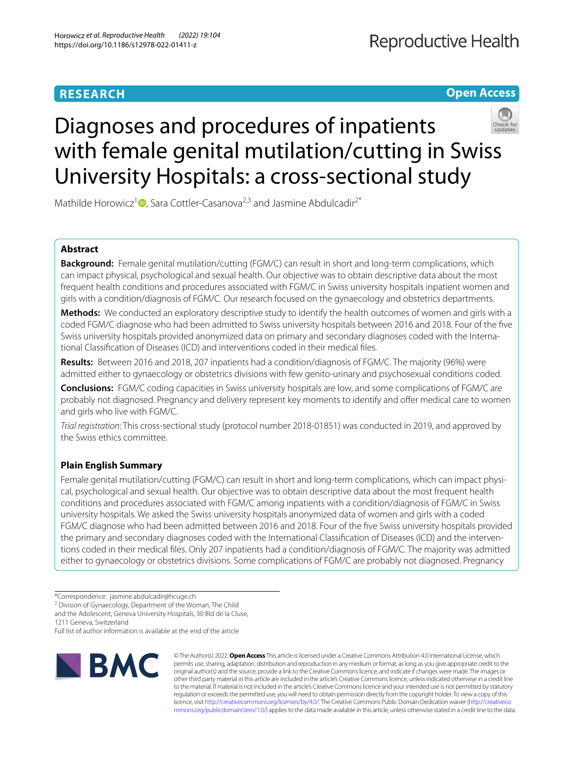RESEARCH

Open Access

# Diagnoses and procedures of inpatients with female genital mutilation/cutting in Swiss University Hospitals: a cross-sectional study

Mathilde Horowicz[1], Sara Cottler-Casanova[2,3] and Jasmine Abdulcadir[2*]

## Abstract

**Background:** Female genital mutilation/cutting (FGM/C) can result in short and long-term complications, which can impact physical, psychological and sexual health. Our objective was to obtain descriptive data about the most frequent health conditions and procedures associated with FGM/C in Swiss university hospitals inpatient women and girls with a condition/diagnosis of FGM/C. Our research focused on the gynaecology and obstetrics departments.

**Methods:** We conducted an exploratory descriptive study to identify the health outcomes of women and girls with a coded FGM/C diagnose who had been admitted to Swiss university hospitals between 2016 and 2018. Four of the five Swiss university hospitals provided anonymized data on primary and secondary diagnoses coded with the International Classification of Diseases (ICD) and interventions coded in their medical files.

**Results:** Between 2016 and 2018, 207 inpatients had a condition/diagnosis of FGM/C. The majority (96%) were admitted either to gynaecology or obstetrics divisions with few genito-urinary and psychosexual conditions coded.

**Conclusions:** FGM/C coding capacities in Swiss university hospitals are low, and some complications of FGM/C are probably not diagnosed. Pregnancy and delivery represent key moments to identify and offer medical care to women and girls who live with FGM/C.

*Trial registration*: This cross-sectional study (protocol number 2018-01851) was conducted in 2019, and approved by the Swiss ethics committee.

## Plain English Summary

Female genital mutilation/cutting (FGM/C) can result in short and long-term complications, which can impact physical, psychological and sexual health. Our objective was to obtain descriptive data about the most frequent health conditions and procedures associated with FGM/C among inpatients with a condition/diagnosis of FGM/C in Swiss university hospitals. We asked the Swiss university hospitals anonymized data of women and girls with a coded FGM/C diagnose who had been admitted between 2016 and 2018. Four of the five Swiss university hospitals provided the primary and secondary diagnoses coded with the International Classification of Diseases (ICD) and the interventions coded in their medical files. Only 207 inpatients had a condition/diagnosis of FGM/C. The majority was admitted either to gynaecology or obstetrics divisions. Some complications of FGM/C are probably not diagnosed. Pregnancy

*Correspondence: jasmine.abdulcadir@hcuge.ch
[2] Division of Gynaecology, Department of the Woman, The Child and the Adolescent, Geneva University Hospitals, 30 Bld de la Cluse, 1211 Geneva, Switzerland
Full list of author information is available at the end of the article

© The Author(s) 2022. **Open Access** This article is licensed under a Creative Commons Attribution 4.0 International License, which permits use, sharing, adaptation, distribution and reproduction in any medium or format, as long as you give appropriate credit to the original author(s) and the source, provide a link to the Creative Commons licence, and indicate if changes were made. The images or other third party material in this article are included in the article's Creative Commons licence, unless indicated otherwise in a credit line to the material. If material is not included in the article's Creative Commons licence and your intended use is not permitted by statutory regulation or exceeds the permitted use, you will need to obtain permission directly from the copyright holder. To view a copy of this licence, visit http://creativecommons.org/licenses/by/4.0/. The Creative Commons Public Domain Dedication waiver (http://creativecommons.org/publicdomain/zero/1.0/) applies to the data made available in this article, unless otherwise stated in a credit line to the data.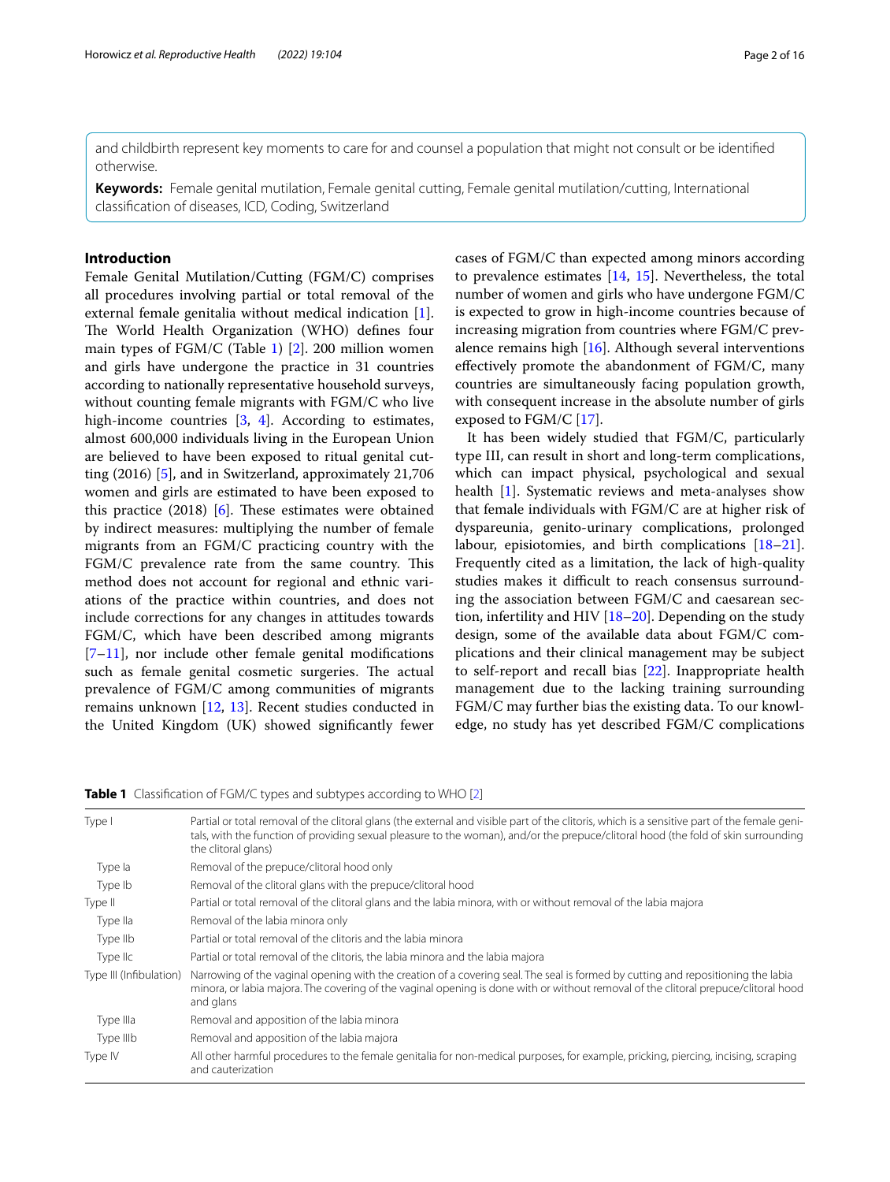and childbirth represent key moments to care for and counsel a population that might not consult or be identified otherwise.

**Keywords:** Female genital mutilation, Female genital cutting, Female genital mutilation/cutting, International classification of diseases, ICD, Coding, Switzerland

## Introduction

Female Genital Mutilation/Cutting (FGM/C) comprises all procedures involving partial or total removal of the external female genitalia without medical indication [1]. The World Health Organization (WHO) defines four main types of FGM/C (Table 1) [2]. 200 million women and girls have undergone the practice in 31 countries according to nationally representative household surveys, without counting female migrants with FGM/C who live high-income countries [3, 4]. According to estimates, almost 600,000 individuals living in the European Union are believed to have been exposed to ritual genital cutting (2016) [5], and in Switzerland, approximately 21,706 women and girls are estimated to have been exposed to this practice (2018) [6]. These estimates were obtained by indirect measures: multiplying the number of female migrants from an FGM/C practicing country with the FGM/C prevalence rate from the same country. This method does not account for regional and ethnic variations of the practice within countries, and does not include corrections for any changes in attitudes towards FGM/C, which have been described among migrants [7–11], nor include other female genital modifications such as female genital cosmetic surgeries. The actual prevalence of FGM/C among communities of migrants remains unknown [12, 13]. Recent studies conducted in the United Kingdom (UK) showed significantly fewer cases of FGM/C than expected among minors according to prevalence estimates [14, 15]. Nevertheless, the total number of women and girls who have undergone FGM/C is expected to grow in high-income countries because of increasing migration from countries where FGM/C prevalence remains high [16]. Although several interventions effectively promote the abandonment of FGM/C, many countries are simultaneously facing population growth, with consequent increase in the absolute number of girls exposed to FGM/C [17].

It has been widely studied that FGM/C, particularly type III, can result in short and long-term complications, which can impact physical, psychological and sexual health [1]. Systematic reviews and meta-analyses show that female individuals with FGM/C are at higher risk of dyspareunia, genito-urinary complications, prolonged labour, episiotomies, and birth complications [18–21]. Frequently cited as a limitation, the lack of high-quality studies makes it difficult to reach consensus surrounding the association between FGM/C and caesarean section, infertility and HIV [18–20]. Depending on the study design, some of the available data about FGM/C complications and their clinical management may be subject to self-report and recall bias [22]. Inappropriate health management due to the lacking training surrounding FGM/C may further bias the existing data. To our knowledge, no study has yet described FGM/C complications

**Table 1** Classification of FGM/C types and subtypes according to WHO [2]

| | |
|---|---|
| Type I | Partial or total removal of the clitoral glans (the external and visible part of the clitoris, which is a sensitive part of the female genitals, with the function of providing sexual pleasure to the woman), and/or the prepuce/clitoral hood (the fold of skin surrounding the clitoral glans) |
| Type Ia | Removal of the prepuce/clitoral hood only |
| Type Ib | Removal of the clitoral glans with the prepuce/clitoral hood |
| Type II | Partial or total removal of the clitoral glans and the labia minora, with or without removal of the labia majora |
| Type IIa | Removal of the labia minora only |
| Type IIb | Partial or total removal of the clitoris and the labia minora |
| Type IIc | Partial or total removal of the clitoris, the labia minora and the labia majora |
| Type III (Infibulation) | Narrowing of the vaginal opening with the creation of a covering seal. The seal is formed by cutting and repositioning the labia minora, or labia majora. The covering of the vaginal opening is done with or without removal of the clitoral prepuce/clitoral hood and glans |
| Type IIIa | Removal and apposition of the labia minora |
| Type IIIb | Removal and apposition of the labia majora |
| Type IV | All other harmful procedures to the female genitalia for non-medical purposes, for example, pricking, piercing, incising, scraping and cauterization |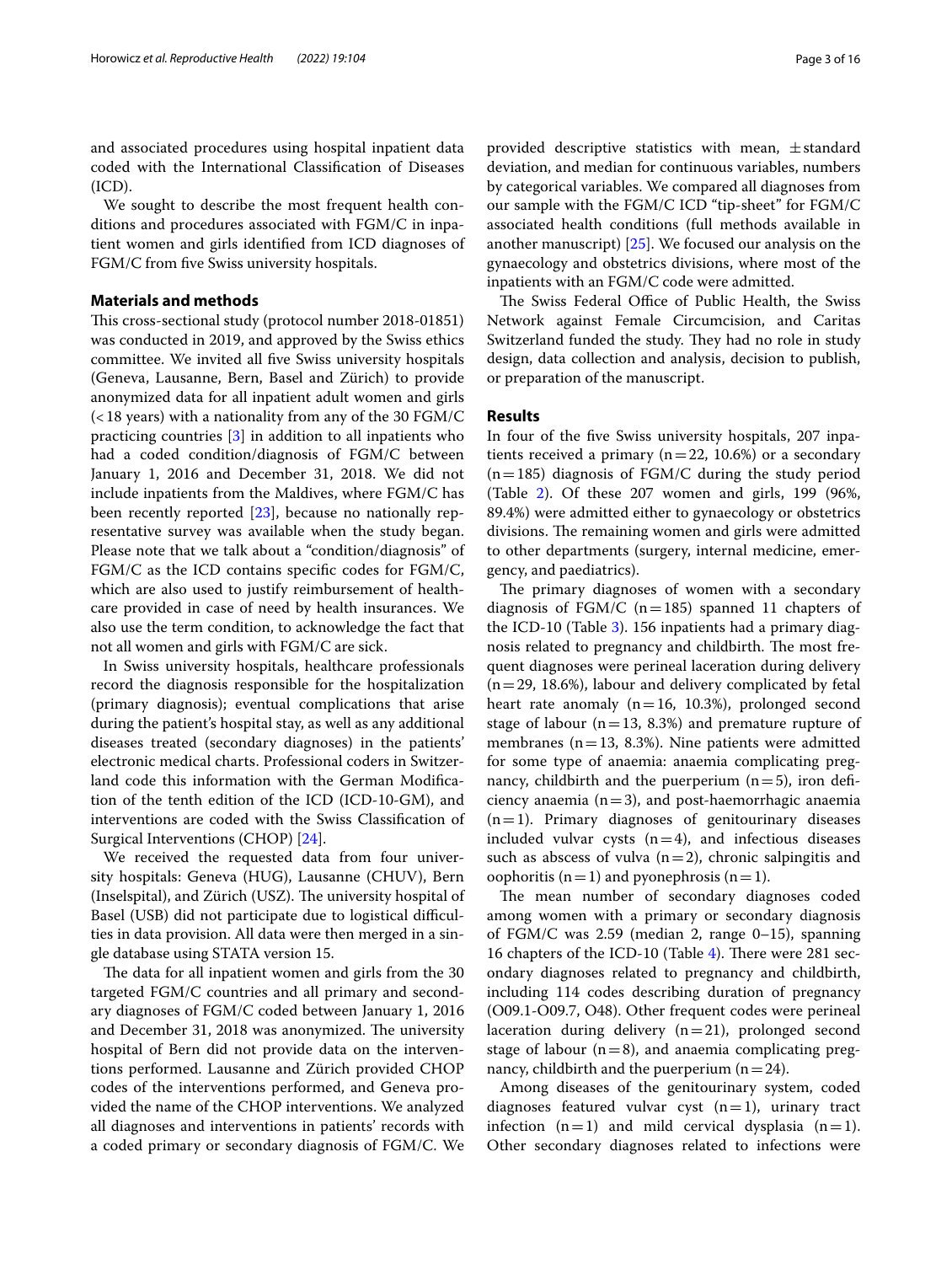and associated procedures using hospital inpatient data coded with the International Classification of Diseases (ICD).

We sought to describe the most frequent health conditions and procedures associated with FGM/C in inpatient women and girls identified from ICD diagnoses of FGM/C from five Swiss university hospitals.

## Materials and methods

This cross-sectional study (protocol number 2018-01851) was conducted in 2019, and approved by the Swiss ethics committee. We invited all five Swiss university hospitals (Geneva, Lausanne, Bern, Basel and Zürich) to provide anonymized data for all inpatient adult women and girls (<18 years) with a nationality from any of the 30 FGM/C practicing countries [3] in addition to all inpatients who had a coded condition/diagnosis of FGM/C between January 1, 2016 and December 31, 2018. We did not include inpatients from the Maldives, where FGM/C has been recently reported [23], because no nationally representative survey was available when the study began. Please note that we talk about a "condition/diagnosis" of FGM/C as the ICD contains specific codes for FGM/C, which are also used to justify reimbursement of healthcare provided in case of need by health insurances. We also use the term condition, to acknowledge the fact that not all women and girls with FGM/C are sick.

In Swiss university hospitals, healthcare professionals record the diagnosis responsible for the hospitalization (primary diagnosis); eventual complications that arise during the patient's hospital stay, as well as any additional diseases treated (secondary diagnoses) in the patients' electronic medical charts. Professional coders in Switzerland code this information with the German Modification of the tenth edition of the ICD (ICD-10-GM), and interventions are coded with the Swiss Classification of Surgical Interventions (CHOP) [24].

We received the requested data from four university hospitals: Geneva (HUG), Lausanne (CHUV), Bern (Inselspital), and Zürich (USZ). The university hospital of Basel (USB) did not participate due to logistical difficulties in data provision. All data were then merged in a single database using STATA version 15.

The data for all inpatient women and girls from the 30 targeted FGM/C countries and all primary and secondary diagnoses of FGM/C coded between January 1, 2016 and December 31, 2018 was anonymized. The university hospital of Bern did not provide data on the interventions performed. Lausanne and Zürich provided CHOP codes of the interventions performed, and Geneva provided the name of the CHOP interventions. We analyzed all diagnoses and interventions in patients' records with a coded primary or secondary diagnosis of FGM/C. We provided descriptive statistics with mean, ±standard deviation, and median for continuous variables, numbers by categorical variables. We compared all diagnoses from our sample with the FGM/C ICD "tip-sheet" for FGM/C associated health conditions (full methods available in another manuscript) [25]. We focused our analysis on the gynaecology and obstetrics divisions, where most of the inpatients with an FGM/C code were admitted.

The Swiss Federal Office of Public Health, the Swiss Network against Female Circumcision, and Caritas Switzerland funded the study. They had no role in study design, data collection and analysis, decision to publish, or preparation of the manuscript.

## Results

In four of the five Swiss university hospitals, 207 inpatients received a primary (n=22, 10.6%) or a secondary (n=185) diagnosis of FGM/C during the study period (Table 2). Of these 207 women and girls, 199 (96%, 89.4%) were admitted either to gynaecology or obstetrics divisions. The remaining women and girls were admitted to other departments (surgery, internal medicine, emergency, and paediatrics).

The primary diagnoses of women with a secondary diagnosis of FGM/C (n=185) spanned 11 chapters of the ICD-10 (Table 3). 156 inpatients had a primary diagnosis related to pregnancy and childbirth. The most frequent diagnoses were perineal laceration during delivery (n=29, 18.6%), labour and delivery complicated by fetal heart rate anomaly (n=16, 10.3%), prolonged second stage of labour (n=13, 8.3%) and premature rupture of membranes (n=13, 8.3%). Nine patients were admitted for some type of anaemia: anaemia complicating pregnancy, childbirth and the puerperium (n=5), iron deficiency anaemia (n=3), and post-haemorrhagic anaemia (n=1). Primary diagnoses of genitourinary diseases included vulvar cysts (n=4), and infectious diseases such as abscess of vulva (n=2), chronic salpingitis and oophoritis (n=1) and pyonephrosis (n=1).

The mean number of secondary diagnoses coded among women with a primary or secondary diagnosis of FGM/C was 2.59 (median 2, range 0–15), spanning 16 chapters of the ICD-10 (Table 4). There were 281 secondary diagnoses related to pregnancy and childbirth, including 114 codes describing duration of pregnancy (O09.1-O09.7, O48). Other frequent codes were perineal laceration during delivery (n=21), prolonged second stage of labour (n=8), and anaemia complicating pregnancy, childbirth and the puerperium (n=24).

Among diseases of the genitourinary system, coded diagnoses featured vulvar cyst (n=1), urinary tract infection (n=1) and mild cervical dysplasia (n=1). Other secondary diagnoses related to infections were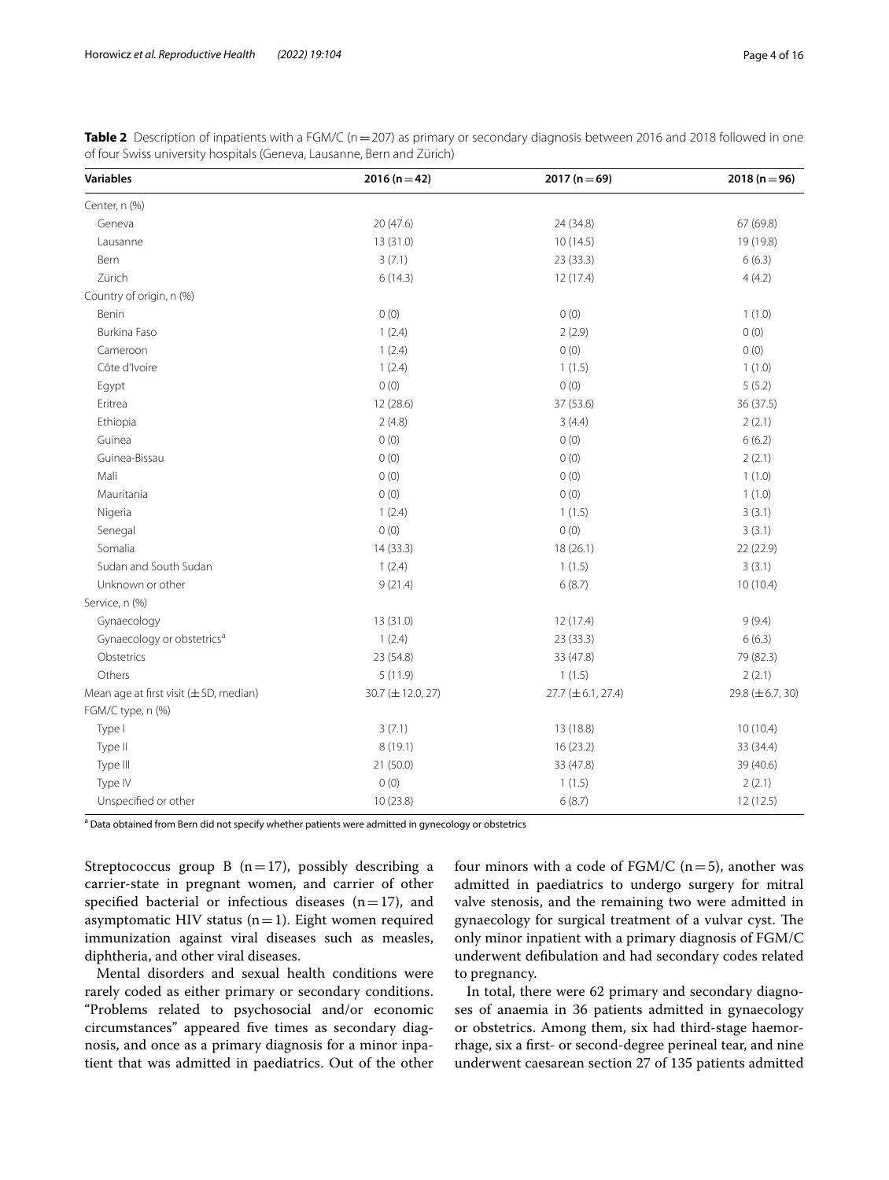**Table 2** Description of inpatients with a FGM/C (n = 207) as primary or secondary diagnosis between 2016 and 2018 followed in one of four Swiss university hospitals (Geneva, Lausanne, Bern and Zürich)

| Variables | 2016 (n = 42) | 2017 (n = 69) | 2018 (n = 96) |
|---|---|---|---|
| Center, n (%) | | | |
| Geneva | 20 (47.6) | 24 (34.8) | 67 (69.8) |
| Lausanne | 13 (31.0) | 10 (14.5) | 19 (19.8) |
| Bern | 3 (7.1) | 23 (33.3) | 6 (6.3) |
| Zürich | 6 (14.3) | 12 (17.4) | 4 (4.2) |
| Country of origin, n (%) | | | |
| Benin | 0 (0) | 0 (0) | 1 (1.0) |
| Burkina Faso | 1 (2.4) | 2 (2.9) | 0 (0) |
| Cameroon | 1 (2.4) | 0 (0) | 0 (0) |
| Côte d'Ivoire | 1 (2.4) | 1 (1.5) | 1 (1.0) |
| Egypt | 0 (0) | 0 (0) | 5 (5.2) |
| Eritrea | 12 (28.6) | 37 (53.6) | 36 (37.5) |
| Ethiopia | 2 (4.8) | 3 (4.4) | 2 (2.1) |
| Guinea | 0 (0) | 0 (0) | 6 (6.2) |
| Guinea-Bissau | 0 (0) | 0 (0) | 2 (2.1) |
| Mali | 0 (0) | 0 (0) | 1 (1.0) |
| Mauritania | 0 (0) | 0 (0) | 1 (1.0) |
| Nigeria | 1 (2.4) | 1 (1.5) | 3 (3.1) |
| Senegal | 0 (0) | 0 (0) | 3 (3.1) |
| Somalia | 14 (33.3) | 18 (26.1) | 22 (22.9) |
| Sudan and South Sudan | 1 (2.4) | 1 (1.5) | 3 (3.1) |
| Unknown or other | 9 (21.4) | 6 (8.7) | 10 (10.4) |
| Service, n (%) | | | |
| Gynaecology | 13 (31.0) | 12 (17.4) | 9 (9.4) |
| Gynaecology or obstetrics[a] | 1 (2.4) | 23 (33.3) | 6 (6.3) |
| Obstetrics | 23 (54.8) | 33 (47.8) | 79 (82.3) |
| Others | 5 (11.9) | 1 (1.5) | 2 (2.1) |
| Mean age at first visit (± SD, median) | 30.7 (± 12.0, 27) | 27.7 (± 6.1, 27.4) | 29.8 (± 6.7, 30) |
| FGM/C type, n (%) | | | |
| Type I | 3 (7.1) | 13 (18.8) | 10 (10.4) |
| Type II | 8 (19.1) | 16 (23.2) | 33 (34.4) |
| Type III | 21 (50.0) | 33 (47.8) | 39 (40.6) |
| Type IV | 0 (0) | 1 (1.5) | 2 (2.1) |
| Unspecified or other | 10 (23.8) | 6 (8.7) | 12 (12.5) |

[a] Data obtained from Bern did not specify whether patients were admitted in gynecology or obstetrics

Streptococcus group B (n = 17), possibly describing a carrier-state in pregnant women, and carrier of other specified bacterial or infectious diseases (n = 17), and asymptomatic HIV status (n = 1). Eight women required immunization against viral diseases such as measles, diphtheria, and other viral diseases.

Mental disorders and sexual health conditions were rarely coded as either primary or secondary conditions. "Problems related to psychosocial and/or economic circumstances" appeared five times as secondary diagnosis, and once as a primary diagnosis for a minor inpatient that was admitted in paediatrics. Out of the other four minors with a code of FGM/C (n = 5), another was admitted in paediatrics to undergo surgery for mitral valve stenosis, and the remaining two were admitted in gynaecology for surgical treatment of a vulvar cyst. The only minor inpatient with a primary diagnosis of FGM/C underwent defibulation and had secondary codes related to pregnancy.

In total, there were 62 primary and secondary diagnoses of anaemia in 36 patients admitted in gynaecology or obstetrics. Among them, six had third-stage haemorrhage, six a first- or second-degree perineal tear, and nine underwent caesarean section 27 of 135 patients admitted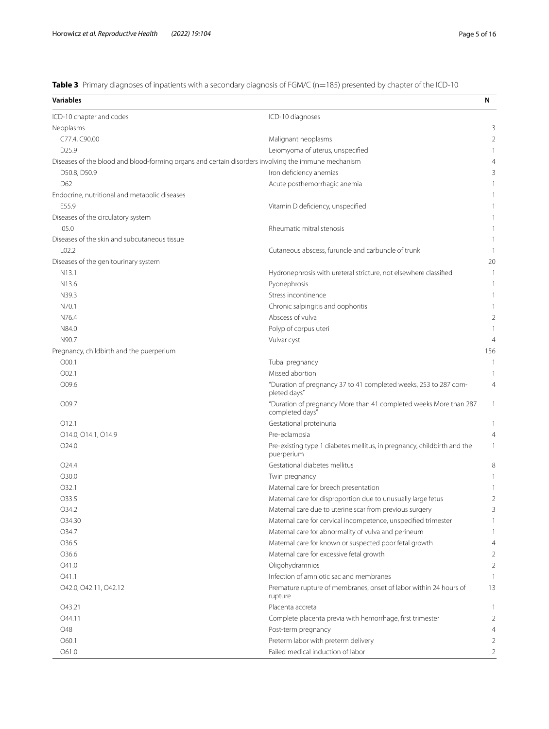**Table 3** Primary diagnoses of inpatients with a secondary diagnosis of FGM/C (n=185) presented by chapter of the ICD-10

| Variables | | N |
|---|---|---|
| ICD-10 chapter and codes | ICD-10 diagnoses | |
| Neoplasms | | 3 |
| C77.4, C90.00 | Malignant neoplasms | 2 |
| D25.9 | Leiomyoma of uterus, unspecified | 1 |
| Diseases of the blood and blood-forming organs and certain disorders involving the immune mechanism | | 4 |
| D50.8, D50.9 | Iron deficiency anemias | 3 |
| D62 | Acute posthemorrhagic anemia | 1 |
| Endocrine, nutritional and metabolic diseases | | 1 |
| E55.9 | Vitamin D deficiency, unspecified | 1 |
| Diseases of the circulatory system | | 1 |
| I05.0 | Rheumatic mitral stenosis | 1 |
| Diseases of the skin and subcutaneous tissue | | 1 |
| L02.2 | Cutaneous abscess, furuncle and carbuncle of trunk | 1 |
| Diseases of the genitourinary system | | 20 |
| N13.1 | Hydronephrosis with ureteral stricture, not elsewhere classified | 1 |
| N13.6 | Pyonephrosis | 1 |
| N39.3 | Stress incontinence | 1 |
| N70.1 | Chronic salpingitis and oophoritis | 1 |
| N76.4 | Abscess of vulva | 2 |
| N84.0 | Polyp of corpus uteri | 1 |
| N90.7 | Vulvar cyst | 4 |
| Pregnancy, childbirth and the puerperium | | 156 |
| O00.1 | Tubal pregnancy | 1 |
| O02.1 | Missed abortion | 1 |
| O09.6 | "Duration of pregnancy 37 to 41 completed weeks, 253 to 287 completed days" | 4 |
| O09.7 | "Duration of pregnancy More than 41 completed weeks More than 287 completed days" | 1 |
| O12.1 | Gestational proteinuria | 1 |
| O14.0, O14.1, O14.9 | Pre-eclampsia | 4 |
| O24.0 | Pre-existing type 1 diabetes mellitus, in pregnancy, childbirth and the puerperium | 1 |
| O24.4 | Gestational diabetes mellitus | 8 |
| O30.0 | Twin pregnancy | 1 |
| O32.1 | Maternal care for breech presentation | 1 |
| O33.5 | Maternal care for disproportion due to unusually large fetus | 2 |
| O34.2 | Maternal care due to uterine scar from previous surgery | 3 |
| O34.30 | Maternal care for cervical incompetence, unspecified trimester | 1 |
| O34.7 | Maternal care for abnormality of vulva and perineum | 1 |
| O36.5 | Maternal care for known or suspected poor fetal growth | 4 |
| O36.6 | Maternal care for excessive fetal growth | 2 |
| O41.0 | Oligohydramnios | 2 |
| O41.1 | Infection of amniotic sac and membranes | 1 |
| O42.0, O42.11, O42.12 | Premature rupture of membranes, onset of labor within 24 hours of rupture | 13 |
| O43.21 | Placenta accreta | 1 |
| O44.11 | Complete placenta previa with hemorrhage, first trimester | 2 |
| O48 | Post-term pregnancy | 4 |
| O60.1 | Preterm labor with preterm delivery | 2 |
| O61.0 | Failed medical induction of labor | 2 |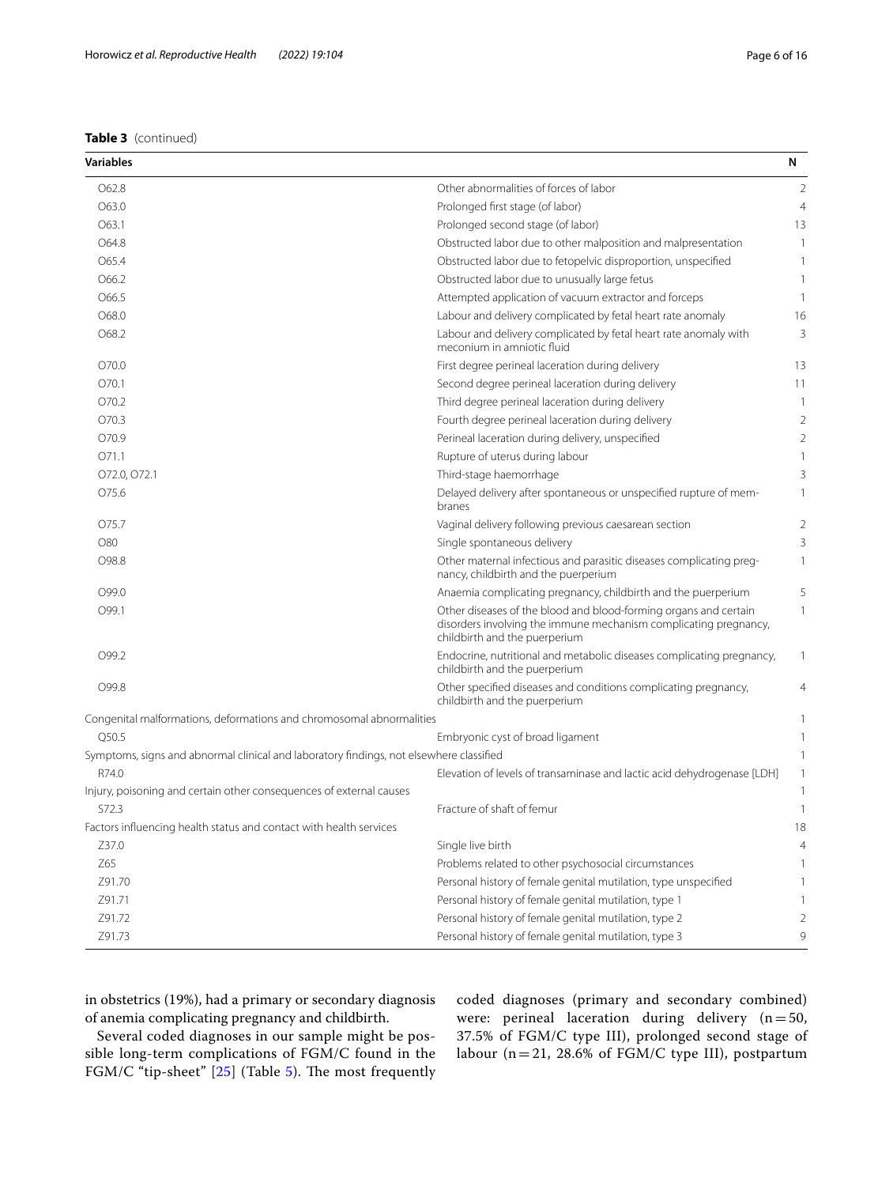**Table 3** (continued)

| Variables | | N |
|---|---|---|
| O62.8 | Other abnormalities of forces of labor | 2 |
| O63.0 | Prolonged first stage (of labor) | 4 |
| O63.1 | Prolonged second stage (of labor) | 13 |
| O64.8 | Obstructed labor due to other malposition and malpresentation | 1 |
| O65.4 | Obstructed labor due to fetopelvic disproportion, unspecified | 1 |
| O66.2 | Obstructed labor due to unusually large fetus | 1 |
| O66.5 | Attempted application of vacuum extractor and forceps | 1 |
| O68.0 | Labour and delivery complicated by fetal heart rate anomaly | 16 |
| O68.2 | Labour and delivery complicated by fetal heart rate anomaly with meconium in amniotic fluid | 3 |
| O70.0 | First degree perineal laceration during delivery | 13 |
| O70.1 | Second degree perineal laceration during delivery | 11 |
| O70.2 | Third degree perineal laceration during delivery | 1 |
| O70.3 | Fourth degree perineal laceration during delivery | 2 |
| O70.9 | Perineal laceration during delivery, unspecified | 2 |
| O71.1 | Rupture of uterus during labour | 1 |
| O72.0, O72.1 | Third-stage haemorrhage | 3 |
| O75.6 | Delayed delivery after spontaneous or unspecified rupture of membranes | 1 |
| O75.7 | Vaginal delivery following previous caesarean section | 2 |
| O80 | Single spontaneous delivery | 3 |
| O98.8 | Other maternal infectious and parasitic diseases complicating pregnancy, childbirth and the puerperium | 1 |
| O99.0 | Anaemia complicating pregnancy, childbirth and the puerperium | 5 |
| O99.1 | Other diseases of the blood and blood-forming organs and certain disorders involving the immune mechanism complicating pregnancy, childbirth and the puerperium | 1 |
| O99.2 | Endocrine, nutritional and metabolic diseases complicating pregnancy, childbirth and the puerperium | 1 |
| O99.8 | Other specified diseases and conditions complicating pregnancy, childbirth and the puerperium | 4 |
| Congenital malformations, deformations and chromosomal abnormalities | | 1 |
| Q50.5 | Embryonic cyst of broad ligament | 1 |
| Symptoms, signs and abnormal clinical and laboratory findings, not elsewhere classified | | 1 |
| R74.0 | Elevation of levels of transaminase and lactic acid dehydrogenase [LDH] | 1 |
| Injury, poisoning and certain other consequences of external causes | | 1 |
| S72.3 | Fracture of shaft of femur | 1 |
| Factors influencing health status and contact with health services | | 18 |
| Z37.0 | Single live birth | 4 |
| Z65 | Problems related to other psychosocial circumstances | 1 |
| Z91.70 | Personal history of female genital mutilation, type unspecified | 1 |
| Z91.71 | Personal history of female genital mutilation, type 1 | 1 |
| Z91.72 | Personal history of female genital mutilation, type 2 | 2 |
| Z91.73 | Personal history of female genital mutilation, type 3 | 9 |

in obstetrics (19%), had a primary or secondary diagnosis of anemia complicating pregnancy and childbirth.

Several coded diagnoses in our sample might be possible long-term complications of FGM/C found in the FGM/C "tip-sheet" [25] (Table 5). The most frequently coded diagnoses (primary and secondary combined) were: perineal laceration during delivery (n = 50, 37.5% of FGM/C type III), prolonged second stage of labour (n = 21, 28.6% of FGM/C type III), postpartum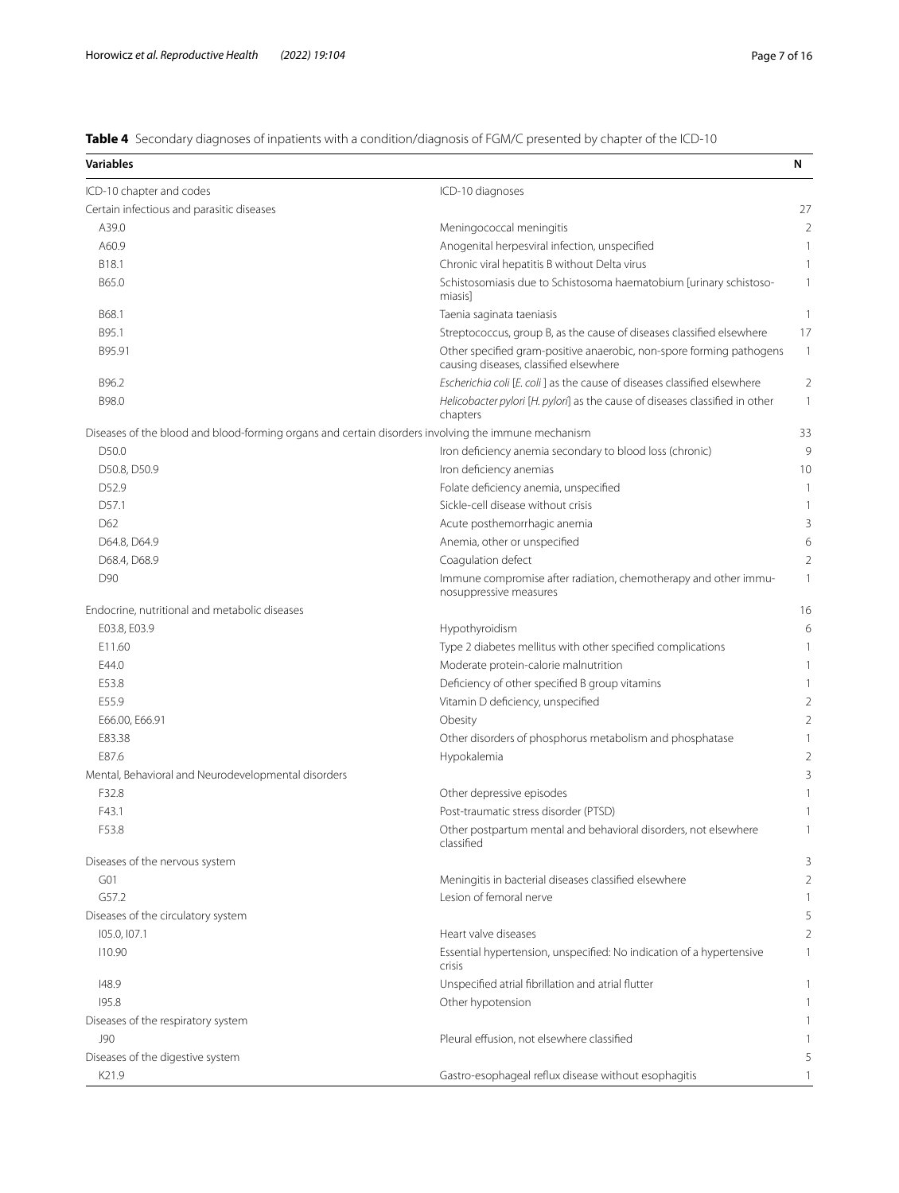**Table 4** Secondary diagnoses of inpatients with a condition/diagnosis of FGM/C presented by chapter of the ICD-10

| Variables | | N |
|---|---|---|
| ICD-10 chapter and codes | ICD-10 diagnoses | |
| Certain infectious and parasitic diseases | | 27 |
| A39.0 | Meningococcal meningitis | 2 |
| A60.9 | Anogenital herpesviral infection, unspecified | 1 |
| B18.1 | Chronic viral hepatitis B without Delta virus | 1 |
| B65.0 | Schistosomiasis due to Schistosoma haematobium [urinary schistosomiasis] | 1 |
| B68.1 | Taenia saginata taeniasis | 1 |
| B95.1 | Streptococcus, group B, as the cause of diseases classified elsewhere | 17 |
| B95.91 | Other specified gram-positive anaerobic, non-spore forming pathogens causing diseases, classified elsewhere | 1 |
| B96.2 | *Escherichia coli* [*E. coli* ] as the cause of diseases classified elsewhere | 2 |
| B98.0 | *Helicobacter pylori* [*H. pylori*] as the cause of diseases classified in other chapters | 1 |
| Diseases of the blood and blood-forming organs and certain disorders involving the immune mechanism | | 33 |
| D50.0 | Iron deficiency anemia secondary to blood loss (chronic) | 9 |
| D50.8, D50.9 | Iron deficiency anemias | 10 |
| D52.9 | Folate deficiency anemia, unspecified | 1 |
| D57.1 | Sickle-cell disease without crisis | 1 |
| D62 | Acute posthemorrhagic anemia | 3 |
| D64.8, D64.9 | Anemia, other or unspecified | 6 |
| D68.4, D68.9 | Coagulation defect | 2 |
| D90 | Immune compromise after radiation, chemotherapy and other immunosuppressive measures | 1 |
| Endocrine, nutritional and metabolic diseases | | 16 |
| E03.8, E03.9 | Hypothyroidism | 6 |
| E11.60 | Type 2 diabetes mellitus with other specified complications | 1 |
| E44.0 | Moderate protein-calorie malnutrition | 1 |
| E53.8 | Deficiency of other specified B group vitamins | 1 |
| E55.9 | Vitamin D deficiency, unspecified | 2 |
| E66.00, E66.91 | Obesity | 2 |
| E83.38 | Other disorders of phosphorus metabolism and phosphatase | 1 |
| E87.6 | Hypokalemia | 2 |
| Mental, Behavioral and Neurodevelopmental disorders | | 3 |
| F32.8 | Other depressive episodes | 1 |
| F43.1 | Post-traumatic stress disorder (PTSD) | 1 |
| F53.8 | Other postpartum mental and behavioral disorders, not elsewhere classified | 1 |
| Diseases of the nervous system | | 3 |
| G01 | Meningitis in bacterial diseases classified elsewhere | 2 |
| G57.2 | Lesion of femoral nerve | 1 |
| Diseases of the circulatory system | | 5 |
| I05.0, I07.1 | Heart valve diseases | 2 |
| I10.90 | Essential hypertension, unspecified: No indication of a hypertensive crisis | 1 |
| I48.9 | Unspecified atrial fibrillation and atrial flutter | 1 |
| I95.8 | Other hypotension | 1 |
| Diseases of the respiratory system | | 1 |
| J90 | Pleural effusion, not elsewhere classified | 1 |
| Diseases of the digestive system | | 5 |
| K21.9 | Gastro-esophageal reflux disease without esophagitis | 1 |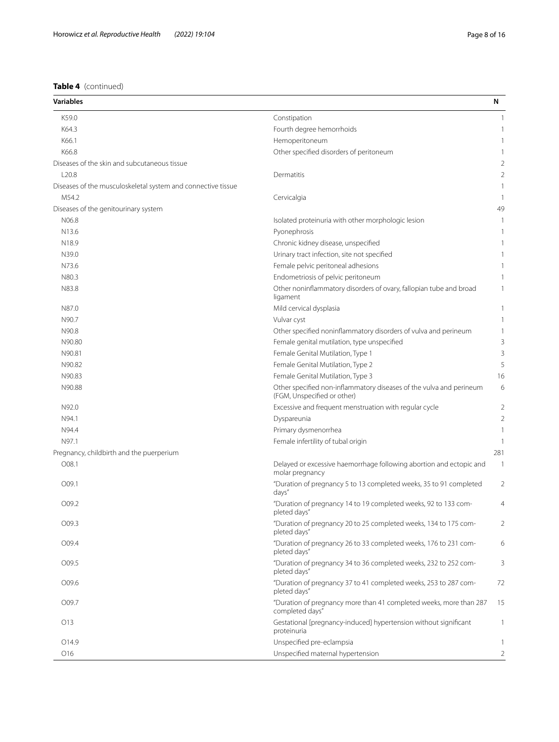**Table 4** (continued)

| Variables | | N |
|---|---|---|
| K59.0 | Constipation | 1 |
| K64.3 | Fourth degree hemorrhoids | 1 |
| K66.1 | Hemoperitoneum | 1 |
| K66.8 | Other specified disorders of peritoneum | 1 |
| Diseases of the skin and subcutaneous tissue | | 2 |
| L20.8 | Dermatitis | 2 |
| Diseases of the musculoskeletal system and connective tissue | | 1 |
| M54.2 | Cervicalgia | 1 |
| Diseases of the genitourinary system | | 49 |
| N06.8 | Isolated proteinuria with other morphologic lesion | 1 |
| N13.6 | Pyonephrosis | 1 |
| N18.9 | Chronic kidney disease, unspecified | 1 |
| N39.0 | Urinary tract infection, site not specified | 1 |
| N73.6 | Female pelvic peritoneal adhesions | 1 |
| N80.3 | Endometriosis of pelvic peritoneum | 1 |
| N83.8 | Other noninflammatory disorders of ovary, fallopian tube and broad ligament | 1 |
| N87.0 | Mild cervical dysplasia | 1 |
| N90.7 | Vulvar cyst | 1 |
| N90.8 | Other specified noninflammatory disorders of vulva and perineum | 1 |
| N90.80 | Female genital mutilation, type unspecified | 3 |
| N90.81 | Female Genital Mutilation, Type 1 | 3 |
| N90.82 | Female Genital Mutilation, Type 2 | 5 |
| N90.83 | Female Genital Mutilation, Type 3 | 16 |
| N90.88 | Other specified non-inflammatory diseases of the vulva and perineum (FGM, Unspecified or other) | 6 |
| N92.0 | Excessive and frequent menstruation with regular cycle | 2 |
| N94.1 | Dyspareunia | 2 |
| N94.4 | Primary dysmenorrhea | 1 |
| N97.1 | Female infertility of tubal origin | 1 |
| Pregnancy, childbirth and the puerperium | | 281 |
| O08.1 | Delayed or excessive haemorrhage following abortion and ectopic and molar pregnancy | 1 |
| O09.1 | "Duration of pregnancy 5 to 13 completed weeks, 35 to 91 completed days" | 2 |
| O09.2 | "Duration of pregnancy 14 to 19 completed weeks, 92 to 133 completed days" | 4 |
| O09.3 | "Duration of pregnancy 20 to 25 completed weeks, 134 to 175 completed days" | 2 |
| O09.4 | "Duration of pregnancy 26 to 33 completed weeks, 176 to 231 completed days" | 6 |
| O09.5 | "Duration of pregnancy 34 to 36 completed weeks, 232 to 252 completed days" | 3 |
| O09.6 | "Duration of pregnancy 37 to 41 completed weeks, 253 to 287 completed days" | 72 |
| O09.7 | "Duration of pregnancy more than 41 completed weeks, more than 287 completed days" | 15 |
| O13 | Gestational [pregnancy-induced] hypertension without significant proteinuria | 1 |
| O14.9 | Unspecified pre-eclampsia | 1 |
| O16 | Unspecified maternal hypertension | 2 |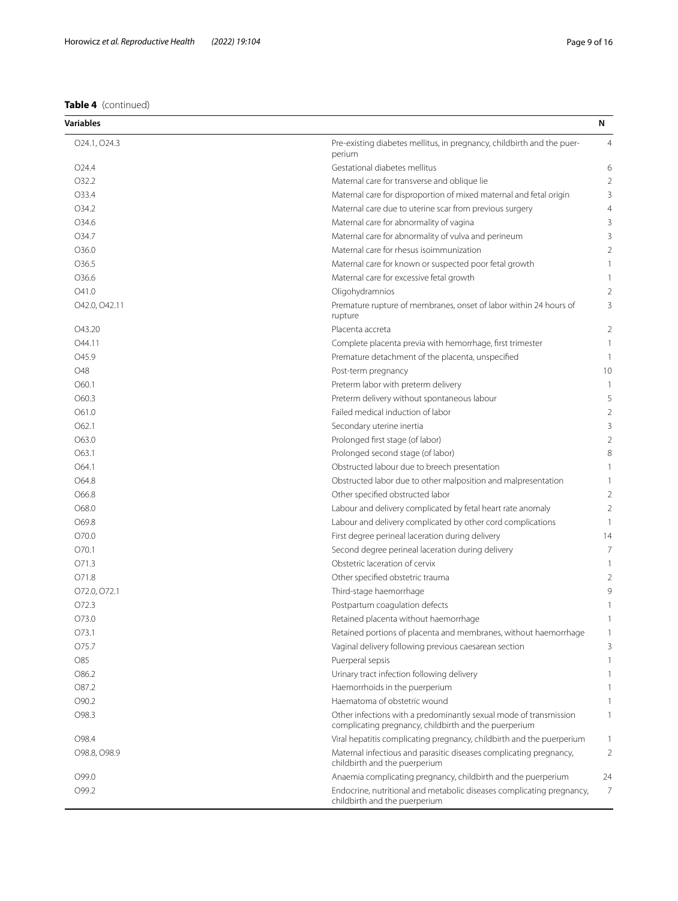**Table 4** (continued)

| Variables | | N |
|---|---|---|
| O24.1, O24.3 | Pre-existing diabetes mellitus, in pregnancy, childbirth and the puerperium | 4 |
| O24.4 | Gestational diabetes mellitus | 6 |
| O32.2 | Maternal care for transverse and oblique lie | 2 |
| O33.4 | Maternal care for disproportion of mixed maternal and fetal origin | 3 |
| O34.2 | Maternal care due to uterine scar from previous surgery | 4 |
| O34.6 | Maternal care for abnormality of vagina | 3 |
| O34.7 | Maternal care for abnormality of vulva and perineum | 3 |
| O36.0 | Maternal care for rhesus isoimmunization | 2 |
| O36.5 | Maternal care for known or suspected poor fetal growth | 1 |
| O36.6 | Maternal care for excessive fetal growth | 1 |
| O41.0 | Oligohydramnios | 2 |
| O42.0, O42.11 | Premature rupture of membranes, onset of labor within 24 hours of rupture | 3 |
| O43.20 | Placenta accreta | 2 |
| O44.11 | Complete placenta previa with hemorrhage, first trimester | 1 |
| O45.9 | Premature detachment of the placenta, unspecified | 1 |
| O48 | Post-term pregnancy | 10 |
| O60.1 | Preterm labor with preterm delivery | 1 |
| O60.3 | Preterm delivery without spontaneous labour | 5 |
| O61.0 | Failed medical induction of labor | 2 |
| O62.1 | Secondary uterine inertia | 3 |
| O63.0 | Prolonged first stage (of labor) | 2 |
| O63.1 | Prolonged second stage (of labor) | 8 |
| O64.1 | Obstructed labour due to breech presentation | 1 |
| O64.8 | Obstructed labor due to other malposition and malpresentation | 1 |
| O66.8 | Other specified obstructed labor | 2 |
| O68.0 | Labour and delivery complicated by fetal heart rate anomaly | 2 |
| O69.8 | Labour and delivery complicated by other cord complications | 1 |
| O70.0 | First degree perineal laceration during delivery | 14 |
| O70.1 | Second degree perineal laceration during delivery | 7 |
| O71.3 | Obstetric laceration of cervix | 1 |
| O71.8 | Other specified obstetric trauma | 2 |
| O72.0, O72.1 | Third-stage haemorrhage | 9 |
| O72.3 | Postpartum coagulation defects | 1 |
| O73.0 | Retained placenta without haemorrhage | 1 |
| O73.1 | Retained portions of placenta and membranes, without haemorrhage | 1 |
| O75.7 | Vaginal delivery following previous caesarean section | 3 |
| O85 | Puerperal sepsis | 1 |
| O86.2 | Urinary tract infection following delivery | 1 |
| O87.2 | Haemorrhoids in the puerperium | 1 |
| O90.2 | Haematoma of obstetric wound | 1 |
| O98.3 | Other infections with a predominantly sexual mode of transmission complicating pregnancy, childbirth and the puerperium | 1 |
| O98.4 | Viral hepatitis complicating pregnancy, childbirth and the puerperium | 1 |
| O98.8, O98.9 | Maternal infectious and parasitic diseases complicating pregnancy, childbirth and the puerperium | 2 |
| O99.0 | Anaemia complicating pregnancy, childbirth and the puerperium | 24 |
| O99.2 | Endocrine, nutritional and metabolic diseases complicating pregnancy, childbirth and the puerperium | 7 |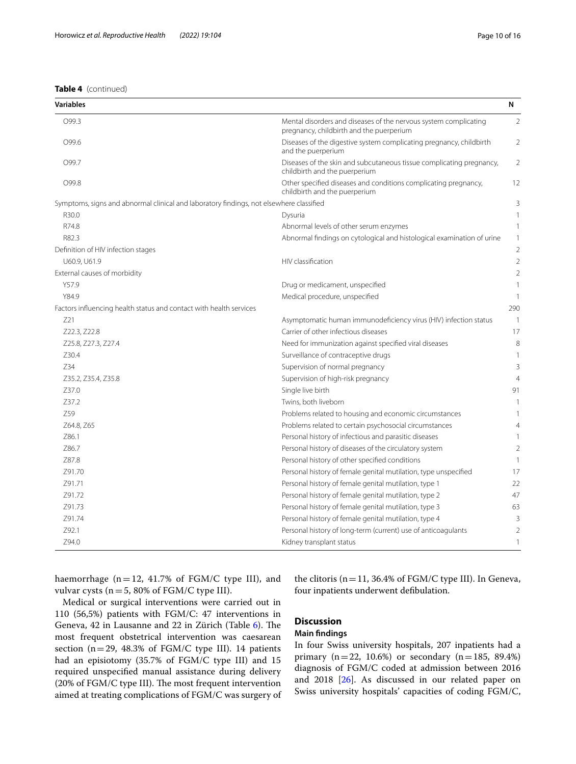**Table 4** (continued)

| Variables | | N |
|---|---|---|
| O99.3 | Mental disorders and diseases of the nervous system complicating pregnancy, childbirth and the puerperium | 2 |
| O99.6 | Diseases of the digestive system complicating pregnancy, childbirth and the puerperium | 2 |
| O99.7 | Diseases of the skin and subcutaneous tissue complicating pregnancy, childbirth and the puerperium | 2 |
| O99.8 | Other specified diseases and conditions complicating pregnancy, childbirth and the puerperium | 12 |
| Symptoms, signs and abnormal clinical and laboratory findings, not elsewhere classified | | 3 |
| R30.0 | Dysuria | 1 |
| R74.8 | Abnormal levels of other serum enzymes | 1 |
| R82.3 | Abnormal findings on cytological and histological examination of urine | 1 |
| Definition of HIV infection stages | | 2 |
| U60.9, U61.9 | HIV classification | 2 |
| External causes of morbidity | | 2 |
| Y57.9 | Drug or medicament, unspecified | 1 |
| Y84.9 | Medical procedure, unspecified | 1 |
| Factors influencing health status and contact with health services | | 290 |
| Z21 | Asymptomatic human immunodeficiency virus (HIV) infection status | 1 |
| Z22.3, Z22.8 | Carrier of other infectious diseases | 17 |
| Z25.8, Z27.3, Z27.4 | Need for immunization against specified viral diseases | 8 |
| Z30.4 | Surveillance of contraceptive drugs | 1 |
| Z34 | Supervision of normal pregnancy | 3 |
| Z35.2, Z35.4, Z35.8 | Supervision of high-risk pregnancy | 4 |
| Z37.0 | Single live birth | 91 |
| Z37.2 | Twins, both liveborn | 1 |
| Z59 | Problems related to housing and economic circumstances | 1 |
| Z64.8, Z65 | Problems related to certain psychosocial circumstances | 4 |
| Z86.1 | Personal history of infectious and parasitic diseases | 1 |
| Z86.7 | Personal history of diseases of the circulatory system | 2 |
| Z87.8 | Personal history of other specified conditions | 1 |
| Z91.70 | Personal history of female genital mutilation, type unspecified | 17 |
| Z91.71 | Personal history of female genital mutilation, type 1 | 22 |
| Z91.72 | Personal history of female genital mutilation, type 2 | 47 |
| Z91.73 | Personal history of female genital mutilation, type 3 | 63 |
| Z91.74 | Personal history of female genital mutilation, type 4 | 3 |
| Z92.1 | Personal history of long-term (current) use of anticoagulants | 2 |
| Z94.0 | Kidney transplant status | 1 |

haemorrhage (n = 12, 41.7% of FGM/C type III), and vulvar cysts (n = 5, 80% of FGM/C type III).

Medical or surgical interventions were carried out in 110 (56,5%) patients with FGM/C: 47 interventions in Geneva, 42 in Lausanne and 22 in Zürich (Table 6). The most frequent obstetrical intervention was caesarean section (n = 29, 48.3% of FGM/C type III). 14 patients had an episiotomy (35.7% of FGM/C type III) and 15 required unspecified manual assistance during delivery (20% of FGM/C type III). The most frequent intervention aimed at treating complications of FGM/C was surgery of the clitoris (n = 11, 36.4% of FGM/C type III). In Geneva, four inpatients underwent defibulation.

## Discussion

### Main findings

In four Swiss university hospitals, 207 inpatients had a primary (n = 22, 10.6%) or secondary (n = 185, 89.4%) diagnosis of FGM/C coded at admission between 2016 and 2018 [26]. As discussed in our related paper on Swiss university hospitals' capacities of coding FGM/C,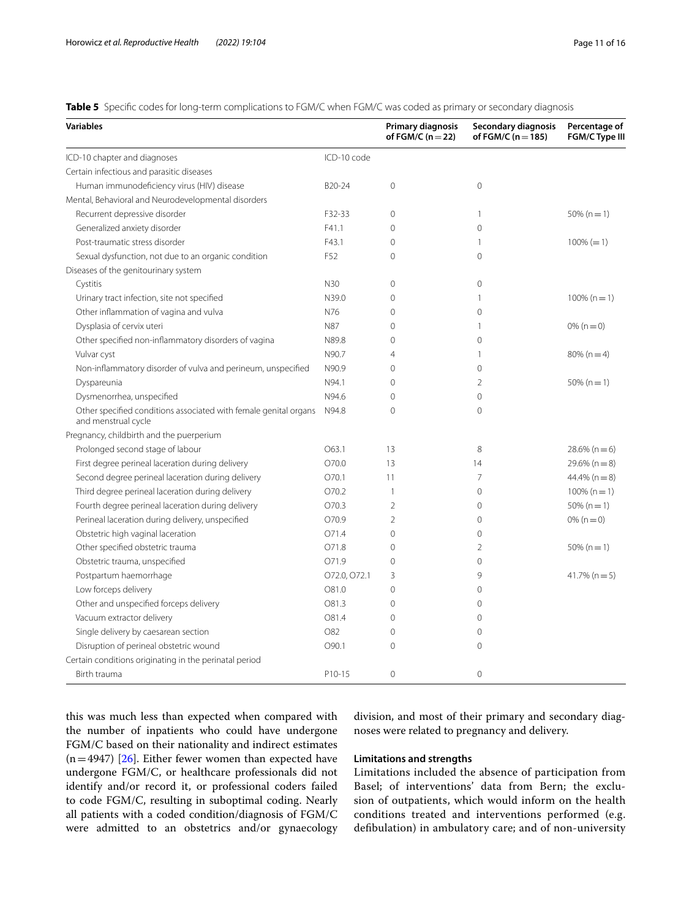**Table 5** Specific codes for long-term complications to FGM/C when FGM/C was coded as primary or secondary diagnosis

| Variables | | Primary diagnosis of FGM/C (n = 22) | Secondary diagnosis of FGM/C (n = 185) | Percentage of FGM/C Type III |
|---|---|---|---|---|
| ICD-10 chapter and diagnoses | ICD-10 code | | | |
| Certain infectious and parasitic diseases | | | | |
| Human immunodeficiency virus (HIV) disease | B20-24 | 0 | 0 | |
| Mental, Behavioral and Neurodevelopmental disorders | | | | |
| Recurrent depressive disorder | F32-33 | 0 | 1 | 50% (n = 1) |
| Generalized anxiety disorder | F41.1 | 0 | 0 | |
| Post-traumatic stress disorder | F43.1 | 0 | 1 | 100% (= 1) |
| Sexual dysfunction, not due to an organic condition | F52 | 0 | 0 | |
| Diseases of the genitourinary system | | | | |
| Cystitis | N30 | 0 | 0 | |
| Urinary tract infection, site not specified | N39.0 | 0 | 1 | 100% (n = 1) |
| Other inflammation of vagina and vulva | N76 | 0 | 0 | |
| Dysplasia of cervix uteri | N87 | 0 | 1 | 0% (n = 0) |
| Other specified non-inflammatory disorders of vagina | N89.8 | 0 | 0 | |
| Vulvar cyst | N90.7 | 4 | 1 | 80% (n = 4) |
| Non-inflammatory disorder of vulva and perineum, unspecified | N90.9 | 0 | 0 | |
| Dyspareunia | N94.1 | 0 | 2 | 50% (n = 1) |
| Dysmenorrhea, unspecified | N94.6 | 0 | 0 | |
| Other specified conditions associated with female genital organs and menstrual cycle | N94.8 | 0 | 0 | |
| Pregnancy, childbirth and the puerperium | | | | |
| Prolonged second stage of labour | O63.1 | 13 | 8 | 28.6% (n = 6) |
| First degree perineal laceration during delivery | O70.0 | 13 | 14 | 29.6% (n = 8) |
| Second degree perineal laceration during delivery | O70.1 | 11 | 7 | 44.4% (n = 8) |
| Third degree perineal laceration during delivery | O70.2 | 1 | 0 | 100% (n = 1) |
| Fourth degree perineal laceration during delivery | O70.3 | 2 | 0 | 50% (n = 1) |
| Perineal laceration during delivery, unspecified | O70.9 | 2 | 0 | 0% (n = 0) |
| Obstetric high vaginal laceration | O71.4 | 0 | 0 | |
| Other specified obstetric trauma | O71.8 | 0 | 2 | 50% (n = 1) |
| Obstetric trauma, unspecified | O71.9 | 0 | 0 | |
| Postpartum haemorrhage | O72.0, O72.1 | 3 | 9 | 41.7% (n = 5) |
| Low forceps delivery | O81.0 | 0 | 0 | |
| Other and unspecified forceps delivery | O81.3 | 0 | 0 | |
| Vacuum extractor delivery | O81.4 | 0 | 0 | |
| Single delivery by caesarean section | O82 | 0 | 0 | |
| Disruption of perineal obstetric wound | O90.1 | 0 | 0 | |
| Certain conditions originating in the perinatal period | | | | |
| Birth trauma | P10-15 | 0 | 0 | |

this was much less than expected when compared with the number of inpatients who could have undergone FGM/C based on their nationality and indirect estimates (n = 4947) [26]. Either fewer women than expected have undergone FGM/C, or healthcare professionals did not identify and/or record it, or professional coders failed to code FGM/C, resulting in suboptimal coding. Nearly all patients with a coded condition/diagnosis of FGM/C were admitted to an obstetrics and/or gynaecology division, and most of their primary and secondary diagnoses were related to pregnancy and delivery.

### Limitations and strengths

Limitations included the absence of participation from Basel; of interventions' data from Bern; the exclusion of outpatients, which would inform on the health conditions treated and interventions performed (e.g. defibulation) in ambulatory care; and of non-university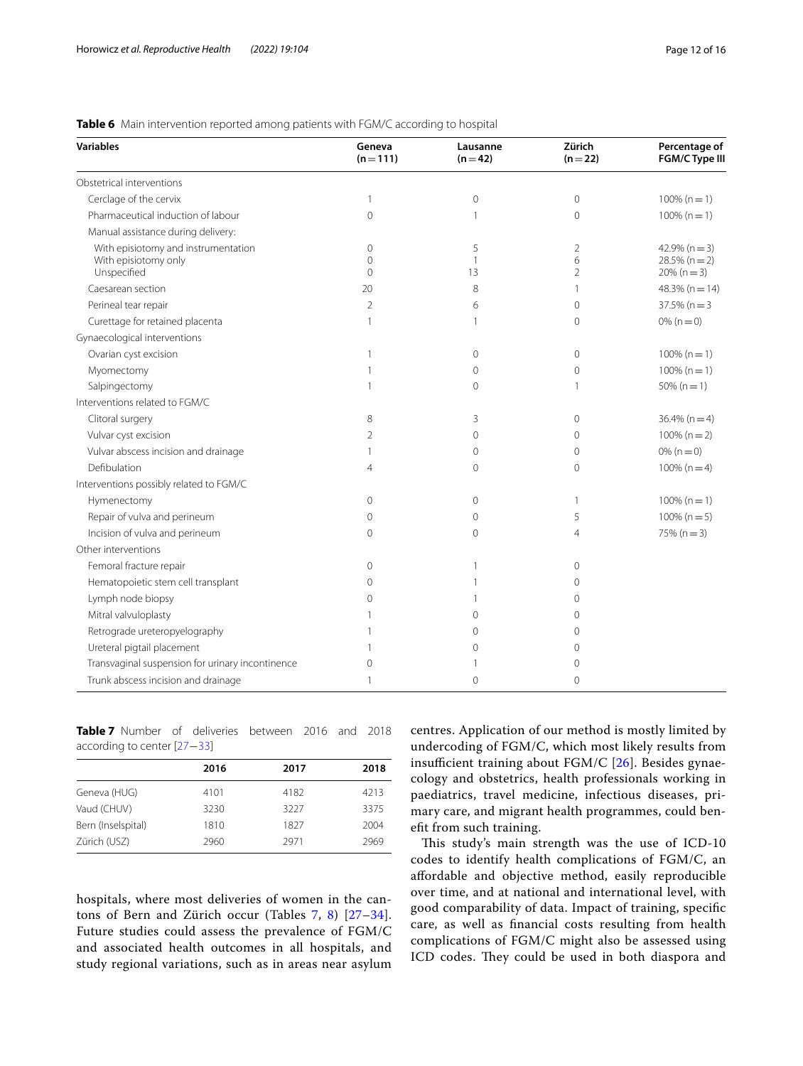**Table 6** Main intervention reported among patients with FGM/C according to hospital

| Variables | Geneva (n = 111) | Lausanne (n = 42) | Zürich (n = 22) | Percentage of FGM/C Type III |
|---|---|---|---|---|
| Obstetrical interventions | | | | |
| Cerclage of the cervix | 1 | 0 | 0 | 100% (n = 1) |
| Pharmaceutical induction of labour | 0 | 1 | 0 | 100% (n = 1) |
| Manual assistance during delivery: | | | | |
| With episiotomy and instrumentation | 0 | 5 | 2 | 42.9% (n = 3) |
| With episiotomy only | 0 | 1 | 6 | 28.5% (n = 2) |
| Unspecified | 0 | 13 | 2 | 20% (n = 3) |
| Caesarean section | 20 | 8 | 1 | 48.3% (n = 14) |
| Perineal tear repair | 2 | 6 | 0 | 37.5% (n = 3 |
| Curettage for retained placenta | 1 | 1 | 0 | 0% (n = 0) |
| Gynaecological interventions | | | | |
| Ovarian cyst excision | 1 | 0 | 0 | 100% (n = 1) |
| Myomectomy | 1 | 0 | 0 | 100% (n = 1) |
| Salpingectomy | 1 | 0 | 1 | 50% (n = 1) |
| Interventions related to FGM/C | | | | |
| Clitoral surgery | 8 | 3 | 0 | 36.4% (n = 4) |
| Vulvar cyst excision | 2 | 0 | 0 | 100% (n = 2) |
| Vulvar abscess incision and drainage | 1 | 0 | 0 | 0% (n = 0) |
| Defibulation | 4 | 0 | 0 | 100% (n = 4) |
| Interventions possibly related to FGM/C | | | | |
| Hymenectomy | 0 | 0 | 1 | 100% (n = 1) |
| Repair of vulva and perineum | 0 | 0 | 5 | 100% (n = 5) |
| Incision of vulva and perineum | 0 | 0 | 4 | 75% (n = 3) |
| Other interventions | | | | |
| Femoral fracture repair | 0 | 1 | 0 | |
| Hematopoietic stem cell transplant | 0 | 1 | 0 | |
| Lymph node biopsy | 0 | 1 | 0 | |
| Mitral valvuloplasty | 1 | 0 | 0 | |
| Retrograde ureteropyelography | 1 | 0 | 0 | |
| Ureteral pigtail placement | 1 | 0 | 0 | |
| Transvaginal suspension for urinary incontinence | 0 | 1 | 0 | |
| Trunk abscess incision and drainage | 1 | 0 | 0 | |

**Table 7** Number of deliveries between 2016 and 2018 according to center [27–33]

| | 2016 | 2017 | 2018 |
|---|---|---|---|
| Geneva (HUG) | 4101 | 4182 | 4213 |
| Vaud (CHUV) | 3230 | 3227 | 3375 |
| Bern (Inselspital) | 1810 | 1827 | 2004 |
| Zürich (USZ) | 2960 | 2971 | 2969 |

hospitals, where most deliveries of women in the cantons of Bern and Zürich occur (Tables 7, 8) [27–34]. Future studies could assess the prevalence of FGM/C and associated health outcomes in all hospitals, and study regional variations, such as in areas near asylum centres. Application of our method is mostly limited by undercoding of FGM/C, which most likely results from insufficient training about FGM/C [26]. Besides gynaecology and obstetrics, health professionals working in paediatrics, travel medicine, infectious diseases, primary care, and migrant health programmes, could benefit from such training.

This study's main strength was the use of ICD-10 codes to identify health complications of FGM/C, an affordable and objective method, easily reproducible over time, and at national and international level, with good comparability of data. Impact of training, specific care, as well as financial costs resulting from health complications of FGM/C might also be assessed using ICD codes. They could be used in both diaspora and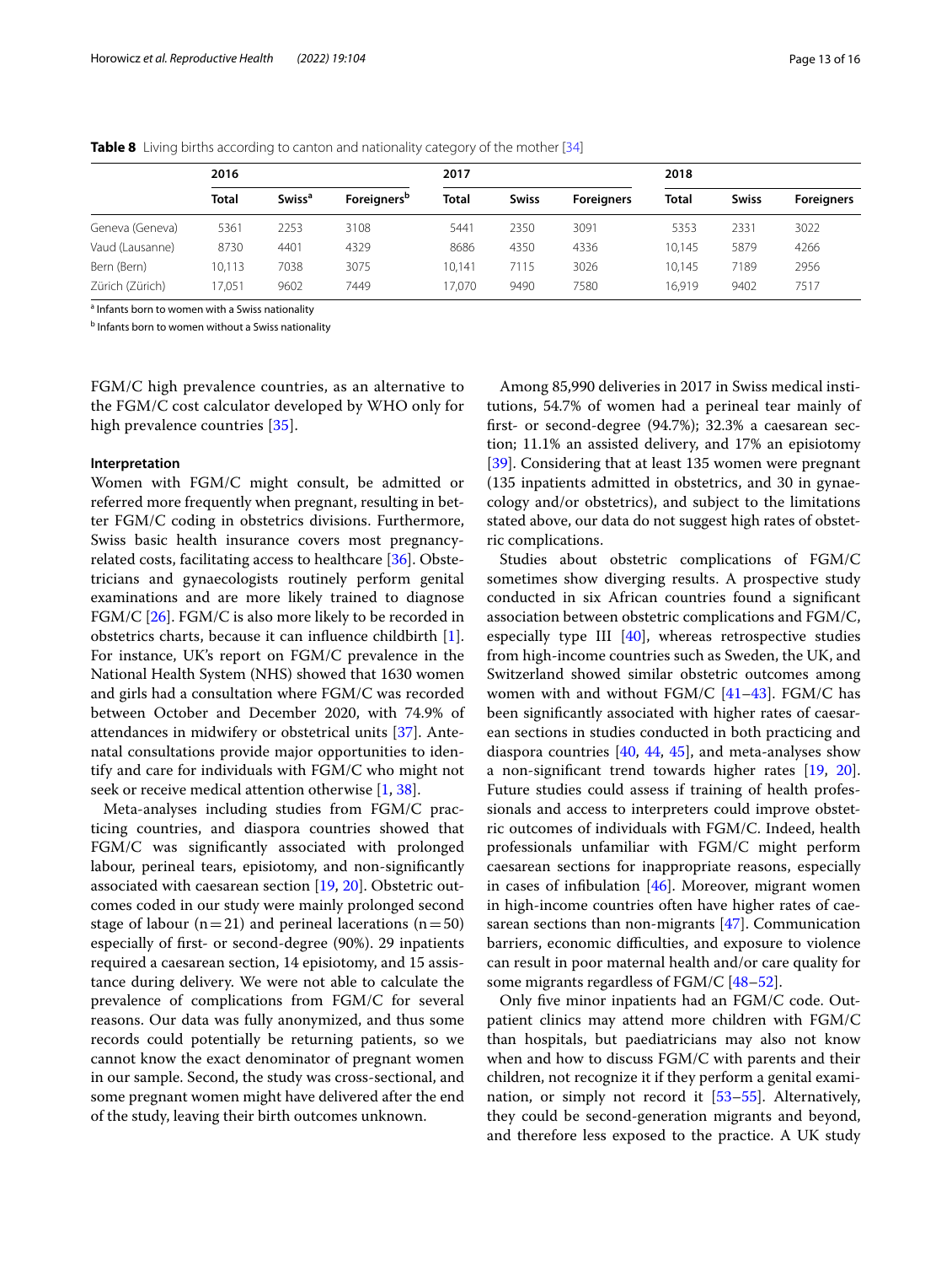**Table 8** Living births according to canton and nationality category of the mother [34]

| | 2016 | | | 2017 | | | 2018 | | |
|---|---|---|---|---|---|---|---|---|---|
| | Total | Swiss[a] | Foreigners[b] | Total | Swiss | Foreigners | Total | Swiss | Foreigners |
| Geneva (Geneva) | 5361 | 2253 | 3108 | 5441 | 2350 | 3091 | 5353 | 2331 | 3022 |
| Vaud (Lausanne) | 8730 | 4401 | 4329 | 8686 | 4350 | 4336 | 10,145 | 5879 | 4266 |
| Bern (Bern) | 10,113 | 7038 | 3075 | 10,141 | 7115 | 3026 | 10,145 | 7189 | 2956 |
| Zürich (Zürich) | 17,051 | 9602 | 7449 | 17,070 | 9490 | 7580 | 16,919 | 9402 | 7517 |

[a] Infants born to women with a Swiss nationality

[b] Infants born to women without a Swiss nationality

FGM/C high prevalence countries, as an alternative to the FGM/C cost calculator developed by WHO only for high prevalence countries [35].

#### Interpretation

Women with FGM/C might consult, be admitted or referred more frequently when pregnant, resulting in better FGM/C coding in obstetrics divisions. Furthermore, Swiss basic health insurance covers most pregnancy-related costs, facilitating access to healthcare [36]. Obstetricians and gynaecologists routinely perform genital examinations and are more likely trained to diagnose FGM/C [26]. FGM/C is also more likely to be recorded in obstetrics charts, because it can influence childbirth [1]. For instance, UK's report on FGM/C prevalence in the National Health System (NHS) showed that 1630 women and girls had a consultation where FGM/C was recorded between October and December 2020, with 74.9% of attendances in midwifery or obstetrical units [37]. Antenatal consultations provide major opportunities to identify and care for individuals with FGM/C who might not seek or receive medical attention otherwise [1, 38].

Meta-analyses including studies from FGM/C practicing countries, and diaspora countries showed that FGM/C was significantly associated with prolonged labour, perineal tears, episiotomy, and non-significantly associated with caesarean section [19, 20]. Obstetric outcomes coded in our study were mainly prolonged second stage of labour (n = 21) and perineal lacerations (n = 50) especially of first- or second-degree (90%). 29 inpatients required a caesarean section, 14 episiotomy, and 15 assistance during delivery. We were not able to calculate the prevalence of complications from FGM/C for several reasons. Our data was fully anonymized, and thus some records could potentially be returning patients, so we cannot know the exact denominator of pregnant women in our sample. Second, the study was cross-sectional, and some pregnant women might have delivered after the end of the study, leaving their birth outcomes unknown.

Among 85,990 deliveries in 2017 in Swiss medical institutions, 54.7% of women had a perineal tear mainly of first- or second-degree (94.7%); 32.3% a caesarean section; 11.1% an assisted delivery, and 17% an episiotomy [39]. Considering that at least 135 women were pregnant (135 inpatients admitted in obstetrics, and 30 in gynaecology and/or obstetrics), and subject to the limitations stated above, our data do not suggest high rates of obstetric complications.

Studies about obstetric complications of FGM/C sometimes show diverging results. A prospective study conducted in six African countries found a significant association between obstetric complications and FGM/C, especially type III [40], whereas retrospective studies from high-income countries such as Sweden, the UK, and Switzerland showed similar obstetric outcomes among women with and without FGM/C [41–43]. FGM/C has been significantly associated with higher rates of caesarean sections in studies conducted in both practicing and diaspora countries [40, 44, 45], and meta-analyses show a non-significant trend towards higher rates [19, 20]. Future studies could assess if training of health professionals and access to interpreters could improve obstetric outcomes of individuals with FGM/C. Indeed, health professionals unfamiliar with FGM/C might perform caesarean sections for inappropriate reasons, especially in cases of infibulation [46]. Moreover, migrant women in high-income countries often have higher rates of caesarean sections than non-migrants [47]. Communication barriers, economic difficulties, and exposure to violence can result in poor maternal health and/or care quality for some migrants regardless of FGM/C [48–52].

Only five minor inpatients had an FGM/C code. Outpatient clinics may attend more children with FGM/C than hospitals, but paediatricians may also not know when and how to discuss FGM/C with parents and their children, not recognize it if they perform a genital examination, or simply not record it [53–55]. Alternatively, they could be second-generation migrants and beyond, and therefore less exposed to the practice. A UK study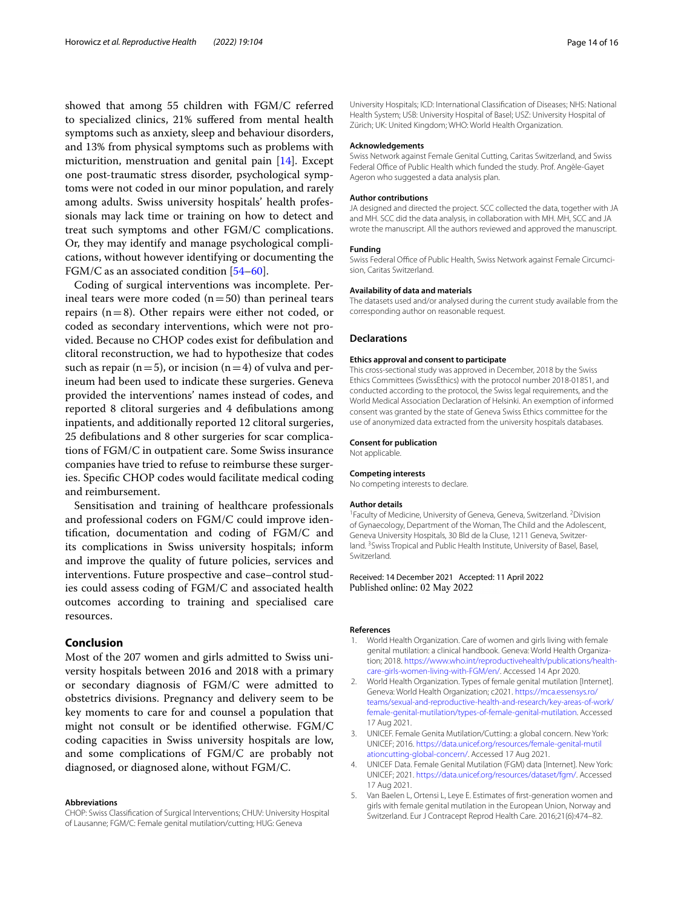showed that among 55 children with FGM/C referred to specialized clinics, 21% suffered from mental health symptoms such as anxiety, sleep and behaviour disorders, and 13% from physical symptoms such as problems with micturition, menstruation and genital pain [14]. Except one post-traumatic stress disorder, psychological symptoms were not coded in our minor population, and rarely among adults. Swiss university hospitals' health professionals may lack time or training on how to detect and treat such symptoms and other FGM/C complications. Or, they may identify and manage psychological complications, without however identifying or documenting the FGM/C as an associated condition [54–60].

Coding of surgical interventions was incomplete. Perineal tears were more coded (n = 50) than perineal tears repairs (n = 8). Other repairs were either not coded, or coded as secondary interventions, which were not provided. Because no CHOP codes exist for defibulation and clitoral reconstruction, we had to hypothesize that codes such as repair (n = 5), or incision (n = 4) of vulva and perineum had been used to indicate these surgeries. Geneva provided the interventions' names instead of codes, and reported 8 clitoral surgeries and 4 defibulations among inpatients, and additionally reported 12 clitoral surgeries, 25 defibulations and 8 other surgeries for scar complications of FGM/C in outpatient care. Some Swiss insurance companies have tried to refuse to reimburse these surgeries. Specific CHOP codes would facilitate medical coding and reimbursement.

Sensitisation and training of healthcare professionals and professional coders on FGM/C could improve identification, documentation and coding of FGM/C and its complications in Swiss university hospitals; inform and improve the quality of future policies, services and interventions. Future prospective and case–control studies could assess coding of FGM/C and associated health outcomes according to training and specialised care resources.

## Conclusion

Most of the 207 women and girls admitted to Swiss university hospitals between 2016 and 2018 with a primary or secondary diagnosis of FGM/C were admitted to obstetrics divisions. Pregnancy and delivery seem to be key moments to care for and counsel a population that might not consult or be identified otherwise. FGM/C coding capacities in Swiss university hospitals are low, and some complications of FGM/C are probably not diagnosed, or diagnosed alone, without FGM/C.

#### Abbreviations

CHOP: Swiss Classification of Surgical Interventions; CHUV: University Hospital of Lausanne; FGM/C: Female genital mutilation/cutting; HUG: Geneva University Hospitals; ICD: International Classification of Diseases; NHS: National Health System; USB: University Hospital of Basel; USZ: University Hospital of Zürich; UK: United Kingdom; WHO: World Health Organization.

#### Acknowledgements

Swiss Network against Female Genital Cutting, Caritas Switzerland, and Swiss Federal Office of Public Health which funded the study. Prof. Angèle-Gayet Ageron who suggested a data analysis plan.

#### Author contributions

JA designed and directed the project. SCC collected the data, together with JA and MH. SCC did the data analysis, in collaboration with MH. MH, SCC and JA wrote the manuscript. All the authors reviewed and approved the manuscript.

#### Funding

Swiss Federal Office of Public Health, Swiss Network against Female Circumcision, Caritas Switzerland.

#### Availability of data and materials

The datasets used and/or analysed during the current study available from the corresponding author on reasonable request.

### Declarations

#### Ethics approval and consent to participate

This cross-sectional study was approved in December, 2018 by the Swiss Ethics Committees (SwissEthics) with the protocol number 2018-01851, and conducted according to the protocol, the Swiss legal requirements, and the World Medical Association Declaration of Helsinki. An exemption of informed consent was granted by the state of Geneva Swiss Ethics committee for the use of anonymized data extracted from the university hospitals databases.

#### Consent for publication

Not applicable.

#### Competing interests

No competing interests to declare.

#### Author details

[1]Faculty of Medicine, University of Geneva, Geneva, Switzerland. [2]Division of Gynaecology, Department of the Woman, The Child and the Adolescent, Geneva University Hospitals, 30 Bld de la Cluse, 1211 Geneva, Switzerland. [3]Swiss Tropical and Public Health Institute, University of Basel, Basel, Switzerland.

Received: 14 December 2021 Accepted: 11 April 2022
Published online: 02 May 2022

#### References

1. World Health Organization. Care of women and girls living with female genital mutilation: a clinical handbook. Geneva: World Health Organization; 2018. https://www.who.int/reproductivehealth/publications/health-care-girls-women-living-with-FGM/en/. Accessed 14 Apr 2020.
2. World Health Organization. Types of female genital mutilation [Internet]. Geneva: World Health Organization; c2021. https://mca.essensys.ro/teams/sexual-and-reproductive-health-and-research/key-areas-of-work/female-genital-mutilation/types-of-female-genital-mutilation. Accessed 17 Aug 2021.
3. UNICEF. Female Genita Mutilation/Cutting: a global concern. New York: UNICEF; 2016. https://data.unicef.org/resources/female-genital-mutilationcutting-global-concern/. Accessed 17 Aug 2021.
4. UNICEF Data. Female Genital Mutilation (FGM) data [Internet]. New York: UNICEF; 2021. https://data.unicef.org/resources/dataset/fgm/. Accessed 17 Aug 2021.
5. Van Baelen L, Ortensi L, Leye E. Estimates of first-generation women and girls with female genital mutilation in the European Union, Norway and Switzerland. Eur J Contracept Reprod Health Care. 2016;21(6):474–82.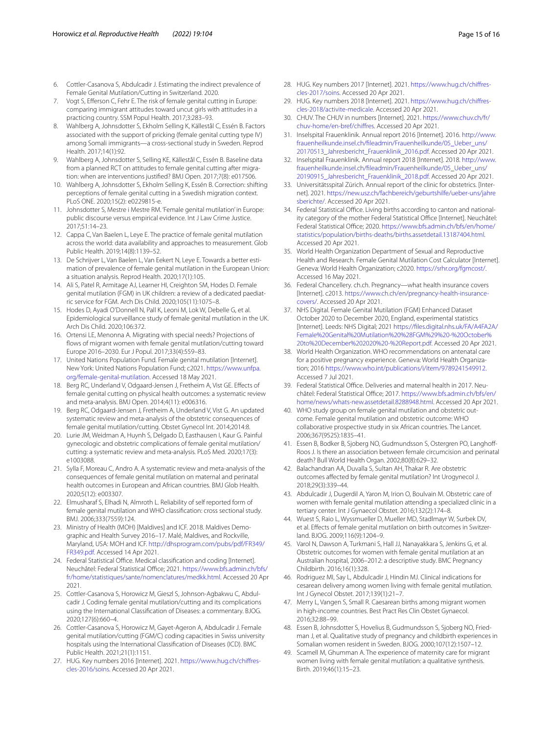6. Cottler-Casanova S, Abdulcadir J. Estimating the indirect prevalence of Female Genital Mutilation/Cutting in Switzerland. 2020.
7. Vogt S, Efferson C, Fehr E. The risk of female genital cutting in Europe: comparing immigrant attitudes toward uncut girls with attitudes in a practicing country. SSM Popul Health. 2017;3:283–93.
8. Wahlberg A, Johnsdotter S, Ekholm Selling K, Källestål C, Essén B. Factors associated with the support of pricking (female genital cutting type IV) among Somali immigrants—a cross-sectional study in Sweden. Reprod Health. 2017;14(1):92.
9. Wahlberg A, Johnsdotter S, Selling KE, Källestål C, Essén B. Baseline data from a planned RCT on attitudes to female genital cutting after migration: when are interventions justified? BMJ Open. 2017;7(8): e017506.
10. Wahlberg A, Johnsdotter S, Ekholm Selling K, Essén B. Correction: shifting perceptions of female genital cutting in a Swedish migration context. PLoS ONE. 2020;15(2): e0229815-e.
11. Johnsdotter S, Mestre i Mestre RM. 'Female genital mutilation' in Europe: public discourse versus empirical evidence. Int J Law Crime Justice. 2017;51:14–23.
12. Cappa C, Van Baelen L, Leye E. The practice of female genital mutilation across the world: data availability and approaches to measurement. Glob Public Health. 2019;14(8):1139–52.
13. De Schrijver L, Van Baelen L, Van Eekert N, Leye E. Towards a better estimation of prevalence of female genital mutilation in the European Union: a situation analysis. Reprod Health. 2020;17(1):105.
14. Ali S, Patel R, Armitage AJ, Learner HI, Creighton SM, Hodes D. Female genital mutilation (FGM) in UK children: a review of a dedicated paediatric service for FGM. Arch Dis Child. 2020;105(11):1075–8.
15. Hodes D, Ayadi O'Donnell N, Pall K, Leoni M, Lok W, Debelle G, et al. Epidemiological surveillance study of female genital mutilation in the UK. Arch Dis Child. 2020;106:372.
16. Ortensi LE, Menonna A. Migrating with special needs? Projections of flows of migrant women with female genital mutilation/cutting toward Europe 2016–2030. Eur J Popul. 2017;33(4):559–83.
17. United Nations Population Fund. Female genital mutilation [Internet]. New York: United Nations Population Fund; c2021. https://www.unfpa.org/female-genital-mutilation. Accessed 18 May 2021.
18. Berg RC, Underland V, Odgaard-Jensen J, Fretheim A, Vist GE. Effects of female genital cutting on physical health outcomes: a systematic review and meta-analysis. BMJ Open. 2014;4(11): e006316.
19. Berg RC, Odgaard-Jensen J, Fretheim A, Underland V, Vist G. An updated systematic review and meta-analysis of the obstetric consequences of female genital mutilation/cutting. Obstet Gynecol Int. 2014;2014:8.
20. Lurie JM, Weidman A, Huynh S, Delgado D, Easthausen I, Kaur G. Painful gynecologic and obstetric complications of female genital mutilation/cutting: a systematic review and meta-analysis. PLoS Med. 2020;17(3): e1003088.
21. Sylla F, Moreau C, Andro A. A systematic review and meta-analysis of the consequences of female genital mutilation on maternal and perinatal health outcomes in European and African countries. BMJ Glob Health. 2020;5(12): e003307.
22. Elmusharaf S, Elhadi N, Almroth L. Reliability of self reported form of female genital mutilation and WHO classification: cross sectional study. BMJ. 2006;333(7559):124.
23. Ministry of Health (MOH) [Maldives] and ICF. 2018. Maldives Demographic and Health Survey 2016–17. Malé, Maldives, and Rockville, Maryland, USA: MOH and ICF. http://dhsprogram.com/pubs/pdf/FR349/FR349.pdf. Accessed 14 Apr 2021.
24. Federal Statistical Office. Medical classification and coding [Internet]. Neuchâtel: Federal Statistical Office; 2021. https://www.bfs.admin.ch/bfs/fr/home/statistiques/sante/nomenclatures/medkk.html. Accessed 20 Apr 2021.
25. Cottler-Casanova S, Horowicz M, Gieszl S, Johnson-Agbakwu C, Abdulcadir J. Coding female genital mutilation/cutting and its complications using the International Classification of Diseases: a commentary. BJOG. 2020;127(6):660–4.
26. Cottler-Casanova S, Horowicz M, Gayet-Ageron A, Abdulcadir J. Female genital mutilation/cutting (FGM/C) coding capacities in Swiss university hospitals using the International Classification of Diseases (ICD). BMC Public Health. 2021;21(1):1151.
27. HUG. Key numbers 2016 [Internet]. 2021. https://www.hug.ch/chiffres-cles-2016/soins. Accessed 20 Apr 2021.
28. HUG. Key numbers 2017 [Internet]. 2021. https://www.hug.ch/chiffres-cles-2017/soins. Accessed 20 Apr 2021.
29. HUG. Key numbers 2018 [Internet]. 2021. https://www.hug.ch/chiffres-cles-2018/activite-medicale. Accessed 20 Apr 2021.
30. CHUV. The CHUV in numbers [Internet]. 2021. https://www.chuv.ch/fr/chuv-home/en-bref/chiffres. Accessed 20 Apr 2021.
31. Inselspital Frauenklinik. Annual report 2016 [Internet]. 2016. http://www.frauenheilkunde.insel.ch/fileadmin/Frauenheilkunde/05_Ueber_uns/20170513_Jahresbericht_Frauenklinik_2016.pdf. Accessed 20 Apr 2021.
32. Inselspital Frauenklinik. Annual report 2018 [Internet]. 2018. http://www.frauenheilkunde.insel.ch/fileadmin/Frauenheilkunde/05_Ueber_uns/20190915_Jahresbericht_Frauenklinik_2018.pdf. Accessed 20 Apr 2021.
33. Universitätsspital Zürich. Annual report of the clinic for obstetrics. [Internet]. 2021. https://www.usz.ch/fachbereich/geburtshilfe/ueber-uns/jahresberichte/. Accessed 20 Apr 2021.
34. Federal Statistical Office. Living births according to canton and nationality category of the mother Federal Statistical Office [Internet]. Neuchâtel: Federal Statistical Office; 2020. https://www.bfs.admin.ch/bfs/en/home/statistics/population/births-deaths/births.assetdetail.13187404.html. Accessed 20 Apr 2021.
35. World Health Organization Department of Sexual and Reproductive Health and Research. Female Genital Mutilation Cost Calculator [Internet]. Geneva: World Health Organization; c2020. https://srhr.org/fgmcost/. Accessed 16 May 2021.
36. Federal Chancellery. ch.ch. Pregnancy—what health insurance covers [Internet]. c2013. https://www.ch.ch/en/pregnancy-health-insurance-covers/. Accessed 20 Apr 2021.
37. NHS Digital. Female Genital Mutilation (FGM) Enhanced Dataset October 2020 to December 2020, England, experimental statistics [Internet]. Leeds: NHS Digital; 2021 https://files.digital.nhs.uk/FA/A4FA2A/Female%20Genital%20Mutilation%20%28FGM%29%20-%20October%20to%20December%202020%20-%20Report.pdf. Accessed 20 Apr 2021.
38. World Health Organization. WHO recommendations on antenatal care for a positive pregnancy experience. Geneva: World Health Organization; 2016 https://www.who.int/publications/i/item/9789241549912. Accessed 7 Jul 2021.
39. Federal Statistical Office. Deliveries and maternal health in 2017. Neuchâtel: Federal Statistical Office; 2017. https://www.bfs.admin.ch/bfs/en/home/news/whats-new.assetdetail.8288948.html. Accessed 20 Apr 2021.
40. WHO study group on female genital mutilation and obstetric outcome. Female genital mutilation and obstetric outcome: WHO collaborative prospective study in six African countries. The Lancet. 2006;367(9525):1835–41.
41. Essen B, Bodker B, Sjoberg NO, Gudmundsson S, Ostergren PO, Langhoff-Roos J. Is there an association between female circumcision and perinatal death? Bull World Health Organ. 2002;80(8):629–32.
42. Balachandran AA, Duvalla S, Sultan AH, Thakar R. Are obstetric outcomes affected by female genital mutilation? Int Urogynecol J. 2018;29(3):339–44.
43. Abdulcadir J, Dugerdil A, Yaron M, Irion O, Boulvain M. Obstetric care of women with female genital mutilation attending a specialized clinic in a tertiary center. Int J Gynaecol Obstet. 2016;132(2):174–8.
44. Wuest S, Raio L, Wyssmueller D, Mueller MD, Stadlmayr W, Surbek DV, et al. Effects of female genital mutilation on birth outcomes in Switzerland. BJOG. 2009;116(9):1204–9.
45. Varol N, Dawson A, Turkmani S, Hall JJ, Nanayakkara S, Jenkins G, et al. Obstetric outcomes for women with female genital mutilation at an Australian hospital, 2006–2012: a descriptive study. BMC Pregnancy Childbirth. 2016;16(1):328.
46. Rodriguez MI, Say L, Abdulcadir J, Hindin MJ. Clinical indications for cesarean delivery among women living with female genital mutilation. Int J Gynecol Obstet. 2017;139(1):21–7.
47. Merry L, Vangen S, Small R. Caesarean births among migrant women in high-income countries. Best Pract Res Clin Obstet Gynaecol. 2016;32:88–99.
48. Essen B, Johnsdotter S, Hovelius B, Gudmundsson S, Sjoberg NO, Friedman J, et al. Qualitative study of pregnancy and childbirth experiences in Somalian women resident in Sweden. BJOG. 2000;107(12):1507–12.
49. Scamell M, Ghumman A. The experience of maternity care for migrant women living with female genital mutilation: a qualitative synthesis. Birth. 2019;46(1):15–23.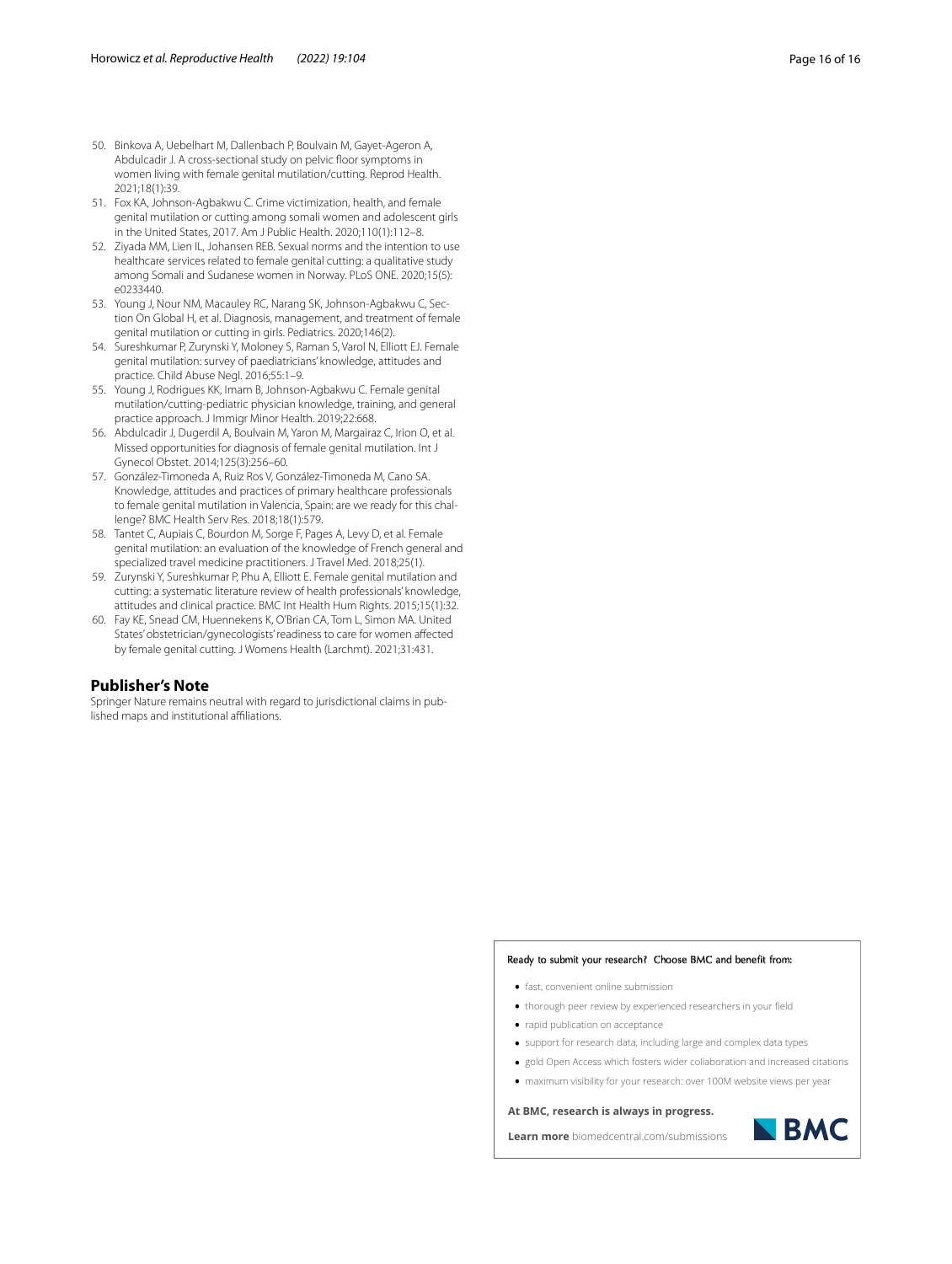50. Binkova A, Uebelhart M, Dallenbach P, Boulvain M, Gayet-Ageron A, Abdulcadir J. A cross-sectional study on pelvic floor symptoms in women living with female genital mutilation/cutting. Reprod Health. 2021;18(1):39.
51. Fox KA, Johnson-Agbakwu C. Crime victimization, health, and female genital mutilation or cutting among somali women and adolescent girls in the United States, 2017. Am J Public Health. 2020;110(1):112–8.
52. Ziyada MM, Lien IL, Johansen REB. Sexual norms and the intention to use healthcare services related to female genital cutting: a qualitative study among Somali and Sudanese women in Norway. PLoS ONE. 2020;15(5):e0233440.
53. Young J, Nour NM, Macauley RC, Narang SK, Johnson-Agbakwu C, Section On Global H, et al. Diagnosis, management, and treatment of female genital mutilation or cutting in girls. Pediatrics. 2020;146(2).
54. Sureshkumar P, Zurynski Y, Moloney S, Raman S, Varol N, Elliott EJ. Female genital mutilation: survey of paediatricians' knowledge, attitudes and practice. Child Abuse Negl. 2016;55:1–9.
55. Young J, Rodrigues KK, Imam B, Johnson-Agbakwu C. Female genital mutilation/cutting-pediatric physician knowledge, training, and general practice approach. J Immigr Minor Health. 2019;22:668.
56. Abdulcadir J, Dugerdil A, Boulvain M, Yaron M, Margairaz C, Irion O, et al. Missed opportunities for diagnosis of female genital mutilation. Int J Gynecol Obstet. 2014;125(3):256–60.
57. González-Timoneda A, Ruiz Ros V, González-Timoneda M, Cano SA. Knowledge, attitudes and practices of primary healthcare professionals to female genital mutilation in Valencia, Spain: are we ready for this challenge? BMC Health Serv Res. 2018;18(1):579.
58. Tantet C, Aupiais C, Bourdon M, Sorge F, Pages A, Levy D, et al. Female genital mutilation: an evaluation of the knowledge of French general and specialized travel medicine practitioners. J Travel Med. 2018;25(1).
59. Zurynski Y, Sureshkumar P, Phu A, Elliott E. Female genital mutilation and cutting: a systematic literature review of health professionals' knowledge, attitudes and clinical practice. BMC Int Health Hum Rights. 2015;15(1):32.
60. Fay KE, Snead CM, Huennekens K, O'Brian CA, Tom L, Simon MA. United States' obstetrician/gynecologists' readiness to care for women affected by female genital cutting. J Womens Health (Larchmt). 2021;31:431.

## Publisher's Note

Springer Nature remains neutral with regard to jurisdictional claims in published maps and institutional affiliations.

Ready to submit your research? Choose BMC and benefit from:

- fast, convenient online submission
- thorough peer review by experienced researchers in your field
- rapid publication on acceptance
- support for research data, including large and complex data types
- gold Open Access which fosters wider collaboration and increased citations
- maximum visibility for your research: over 100M website views per year

**At BMC, research is always in progress.**

**Learn more** biomedcentral.com/submissions

BMC